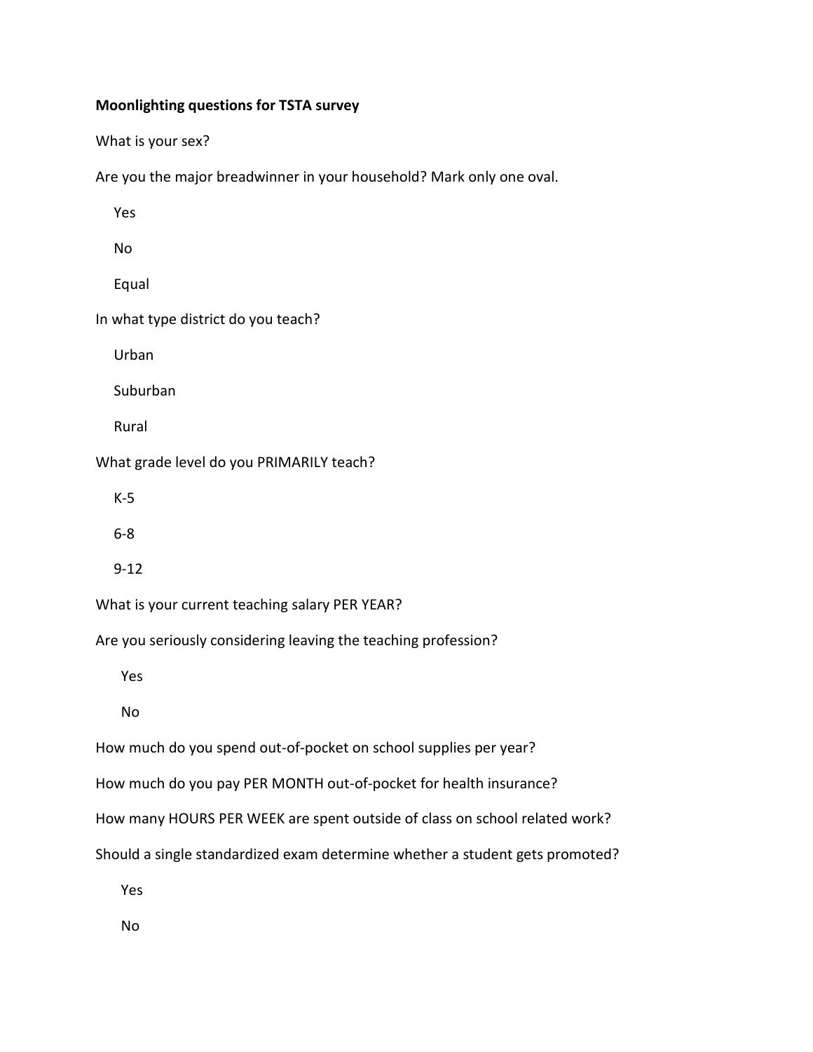**Moonlighting questions for TSTA survey**

What is your sex?

Are you the major breadwinner in your household? Mark only one oval.

- Yes
- No
- Equal

In what type district do you teach?

- Urban
- Suburban
- Rural

What grade level do you PRIMARILY teach?

- K-5
- 6-8
- 9-12

What is your current teaching salary PER YEAR?

Are you seriously considering leaving the teaching profession?

- Yes
- No

How much do you spend out-of-pocket on school supplies per year?

How much do you pay PER MONTH out-of-pocket for health insurance?

How many HOURS PER WEEK are spent outside of class on school related work?

Should a single standardized exam determine whether a student gets promoted?

- Yes
- No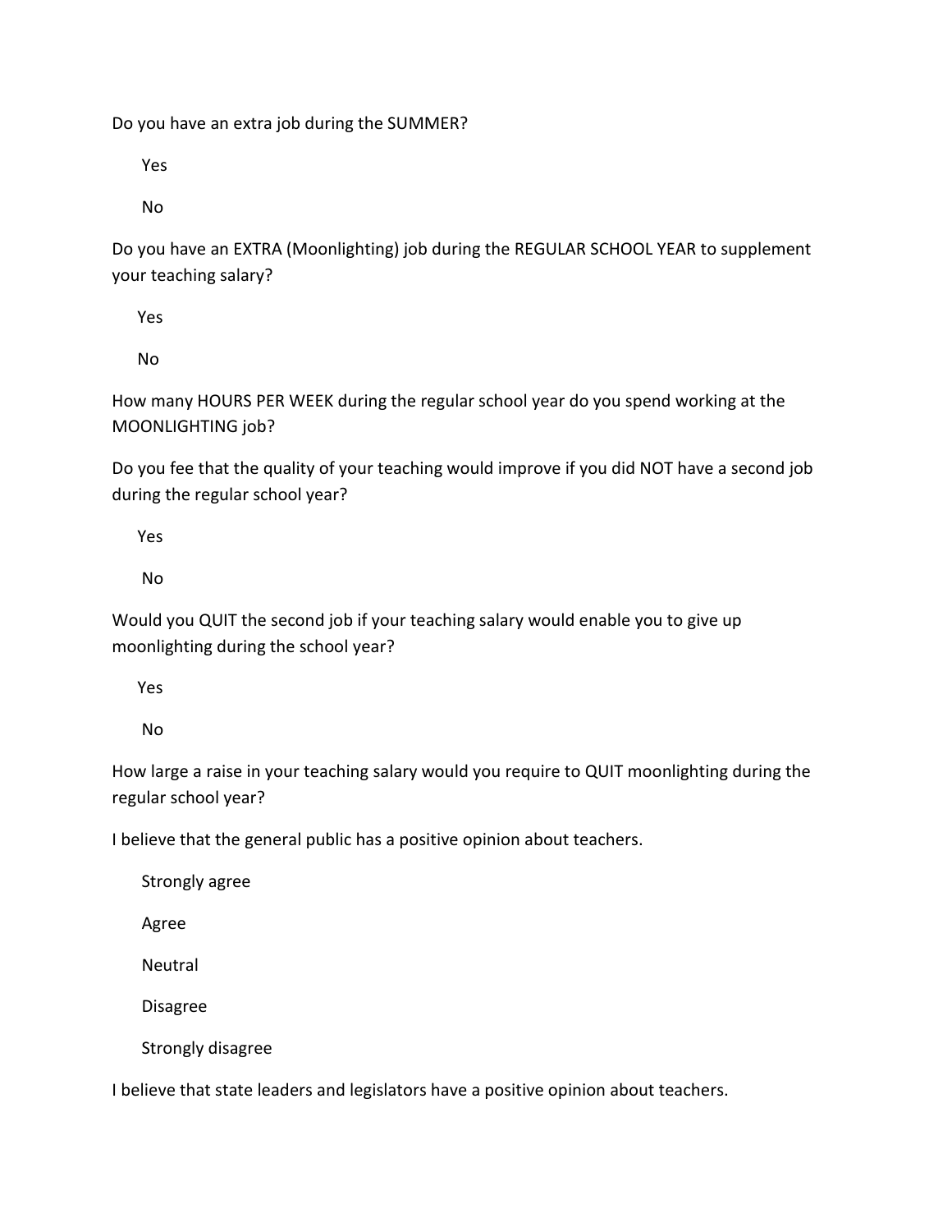Do you have an extra job during the SUMMER?

Yes

No

Do you have an EXTRA (Moonlighting) job during the REGULAR SCHOOL YEAR to supplement your teaching salary?

Yes

No

How many HOURS PER WEEK during the regular school year do you spend working at the MOONLIGHTING job?

Do you fee that the quality of your teaching would improve if you did NOT have a second job during the regular school year?

Yes

No

Would you QUIT the second job if your teaching salary would enable you to give up moonlighting during the school year?

Yes

No

How large a raise in your teaching salary would you require to QUIT moonlighting during the regular school year?

I believe that the general public has a positive opinion about teachers.

Strongly agree

Agree

Neutral

Disagree

Strongly disagree

I believe that state leaders and legislators have a positive opinion about teachers.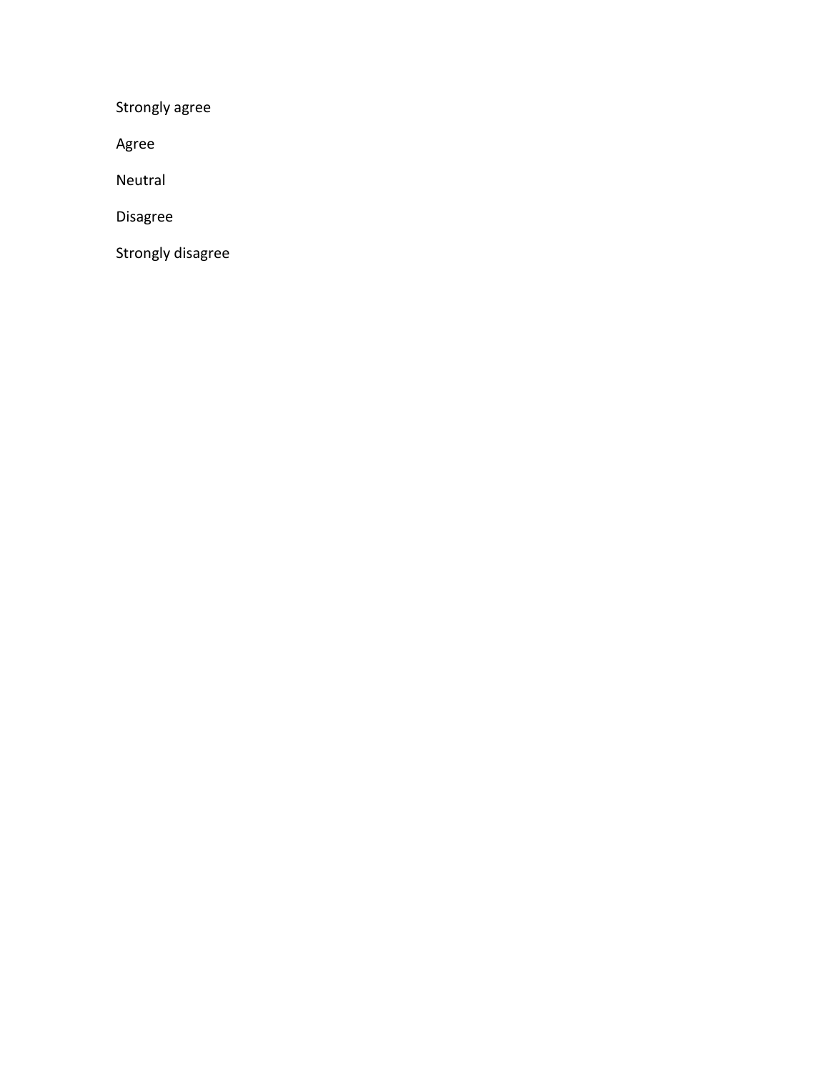Strongly agree

Agree

Neutral

Disagree

Strongly disagree